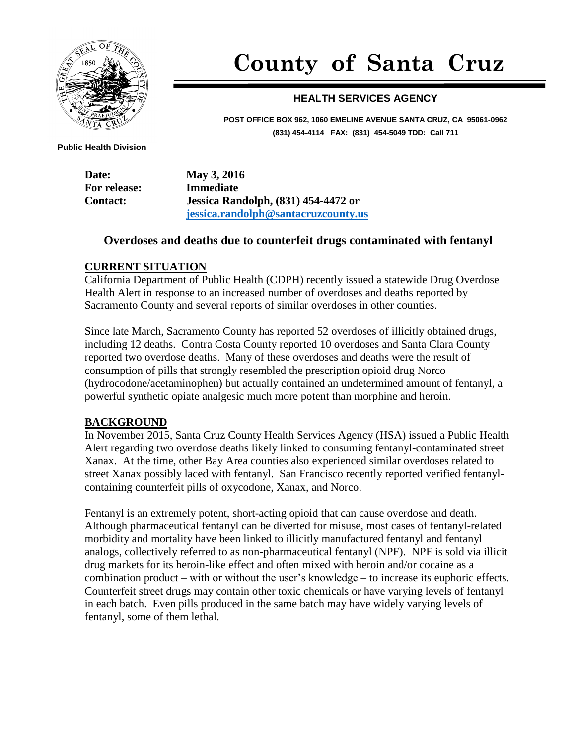# County of Santa Cruz

## HEALTH SERVICES AGENCY

**POST OFFICE BOX 962, 1060 EMELINE AVENUE SANTA CRUZ, CA 95061-0962**
**(831) 454-4114 FAX: (831) 454-5049 TDD: Call 711**

**Public Health Division**

**Date:** **May 3, 2016**
**For release:** **Immediate**
**Contact:** **Jessica Randolph, (831) 454-4472 or [jessica.randolph@santacruzcounty.us](mailto:jessica.randolph@santacruzcounty.us)**

## Overdoses and deaths due to counterfeit drugs contaminated with fentanyl

### CURRENT SITUATION

California Department of Public Health (CDPH) recently issued a statewide Drug Overdose Health Alert in response to an increased number of overdoses and deaths reported by Sacramento County and several reports of similar overdoses in other counties.

Since late March, Sacramento County has reported 52 overdoses of illicitly obtained drugs, including 12 deaths. Contra Costa County reported 10 overdoses and Santa Clara County reported two overdose deaths. Many of these overdoses and deaths were the result of consumption of pills that strongly resembled the prescription opioid drug Norco (hydrocodone/acetaminophen) but actually contained an undetermined amount of fentanyl, a powerful synthetic opiate analgesic much more potent than morphine and heroin.

### BACKGROUND

In November 2015, Santa Cruz County Health Services Agency (HSA) issued a Public Health Alert regarding two overdose deaths likely linked to consuming fentanyl-contaminated street Xanax. At the time, other Bay Area counties also experienced similar overdoses related to street Xanax possibly laced with fentanyl. San Francisco recently reported verified fentanyl-containing counterfeit pills of oxycodone, Xanax, and Norco.

Fentanyl is an extremely potent, short-acting opioid that can cause overdose and death. Although pharmaceutical fentanyl can be diverted for misuse, most cases of fentanyl-related morbidity and mortality have been linked to illicitly manufactured fentanyl and fentanyl analogs, collectively referred to as non-pharmaceutical fentanyl (NPF). NPF is sold via illicit drug markets for its heroin-like effect and often mixed with heroin and/or cocaine as a combination product – with or without the user's knowledge – to increase its euphoric effects. Counterfeit street drugs may contain other toxic chemicals or have varying levels of fentanyl in each batch. Even pills produced in the same batch may have widely varying levels of fentanyl, some of them lethal.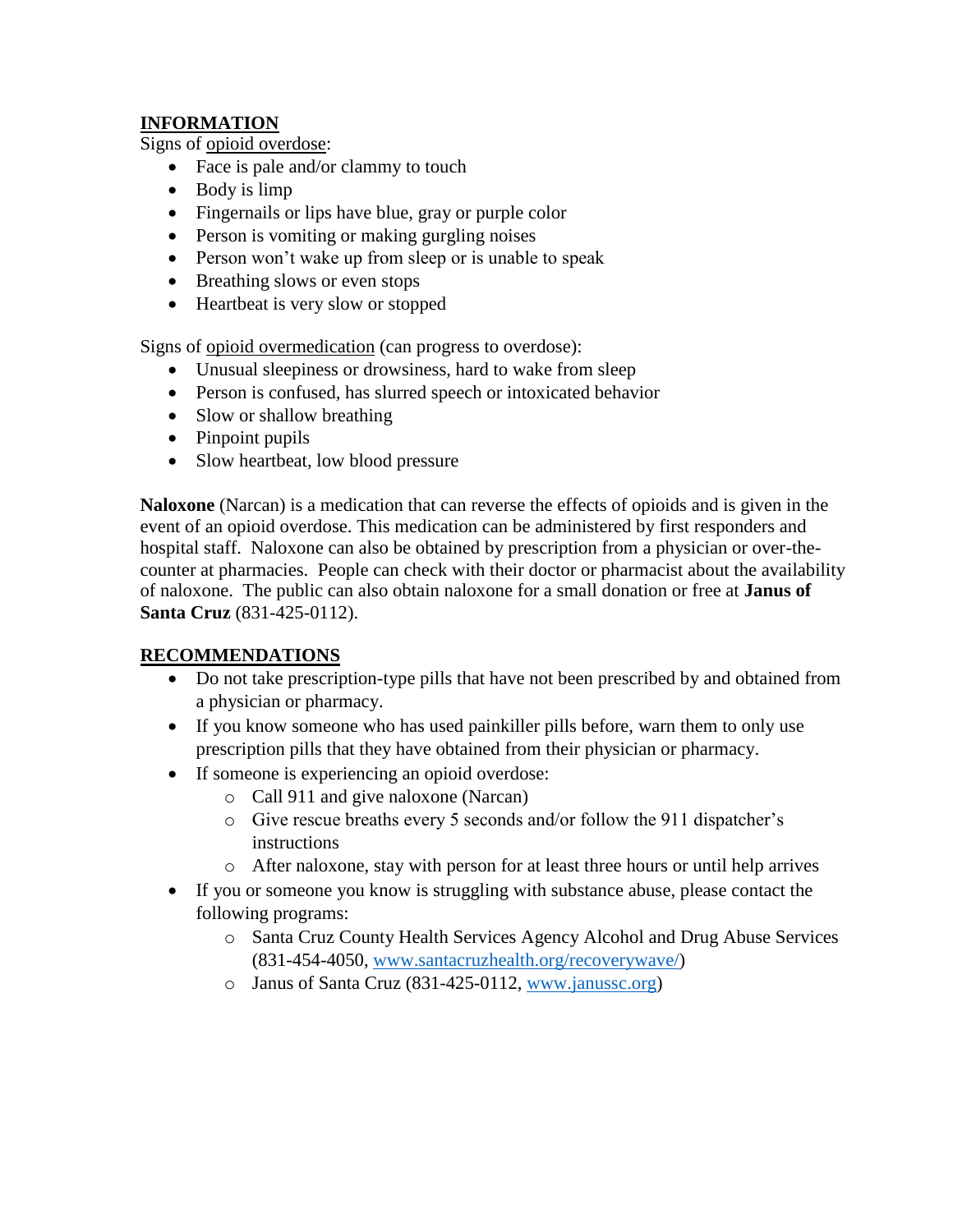## INFORMATION

Signs of <u>opioid overdose</u>:

- Face is pale and/or clammy to touch
- Body is limp
- Fingernails or lips have blue, gray or purple color
- Person is vomiting or making gurgling noises
- Person won't wake up from sleep or is unable to speak
- Breathing slows or even stops
- Heartbeat is very slow or stopped

Signs of <u>opioid overmedication</u> (can progress to overdose):

- Unusual sleepiness or drowsiness, hard to wake from sleep
- Person is confused, has slurred speech or intoxicated behavior
- Slow or shallow breathing
- Pinpoint pupils
- Slow heartbeat, low blood pressure

**Naloxone** (Narcan) is a medication that can reverse the effects of opioids and is given in the event of an opioid overdose. This medication can be administered by first responders and hospital staff. Naloxone can also be obtained by prescription from a physician or over-the-counter at pharmacies. People can check with their doctor or pharmacist about the availability of naloxone. The public can also obtain naloxone for a small donation or free at **Janus of Santa Cruz** (831-425-0112).

## RECOMMENDATIONS

- Do not take prescription-type pills that have not been prescribed by and obtained from a physician or pharmacy.
- If you know someone who has used painkiller pills before, warn them to only use prescription pills that they have obtained from their physician or pharmacy.
- If someone is experiencing an opioid overdose:
    - Call 911 and give naloxone (Narcan)
    - Give rescue breaths every 5 seconds and/or follow the 911 dispatcher's instructions
    - After naloxone, stay with person for at least three hours or until help arrives
- If you or someone you know is struggling with substance abuse, please contact the following programs:
    - Santa Cruz County Health Services Agency Alcohol and Drug Abuse Services (831-454-4050, www.santacruzhealth.org/recoverywave/)
    - Janus of Santa Cruz (831-425-0112, www.janussc.org)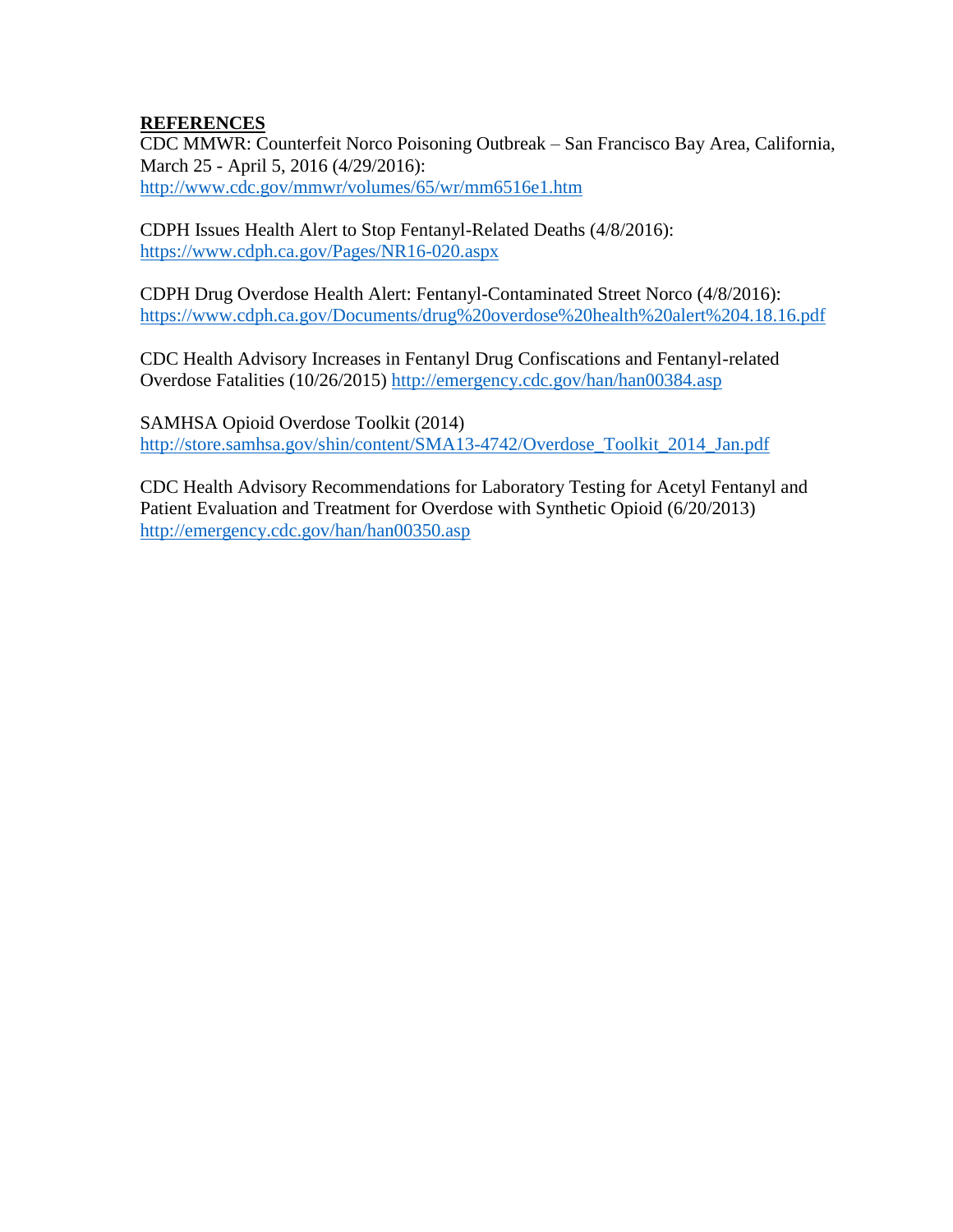**REFERENCES**

CDC MMWR: Counterfeit Norco Poisoning Outbreak – San Francisco Bay Area, California, March 25 - April 5, 2016 (4/29/2016): http://www.cdc.gov/mmwr/volumes/65/wr/mm6516e1.htm

CDPH Issues Health Alert to Stop Fentanyl-Related Deaths (4/8/2016): https://www.cdph.ca.gov/Pages/NR16-020.aspx

CDPH Drug Overdose Health Alert: Fentanyl-Contaminated Street Norco (4/8/2016): https://www.cdph.ca.gov/Documents/drug%20overdose%20health%20alert%204.18.16.pdf

CDC Health Advisory Increases in Fentanyl Drug Confiscations and Fentanyl-related Overdose Fatalities (10/26/2015) http://emergency.cdc.gov/han/han00384.asp

SAMHSA Opioid Overdose Toolkit (2014) http://store.samhsa.gov/shin/content/SMA13-4742/Overdose_Toolkit_2014_Jan.pdf

CDC Health Advisory Recommendations for Laboratory Testing for Acetyl Fentanyl and Patient Evaluation and Treatment for Overdose with Synthetic Opioid (6/20/2013) http://emergency.cdc.gov/han/han00350.asp